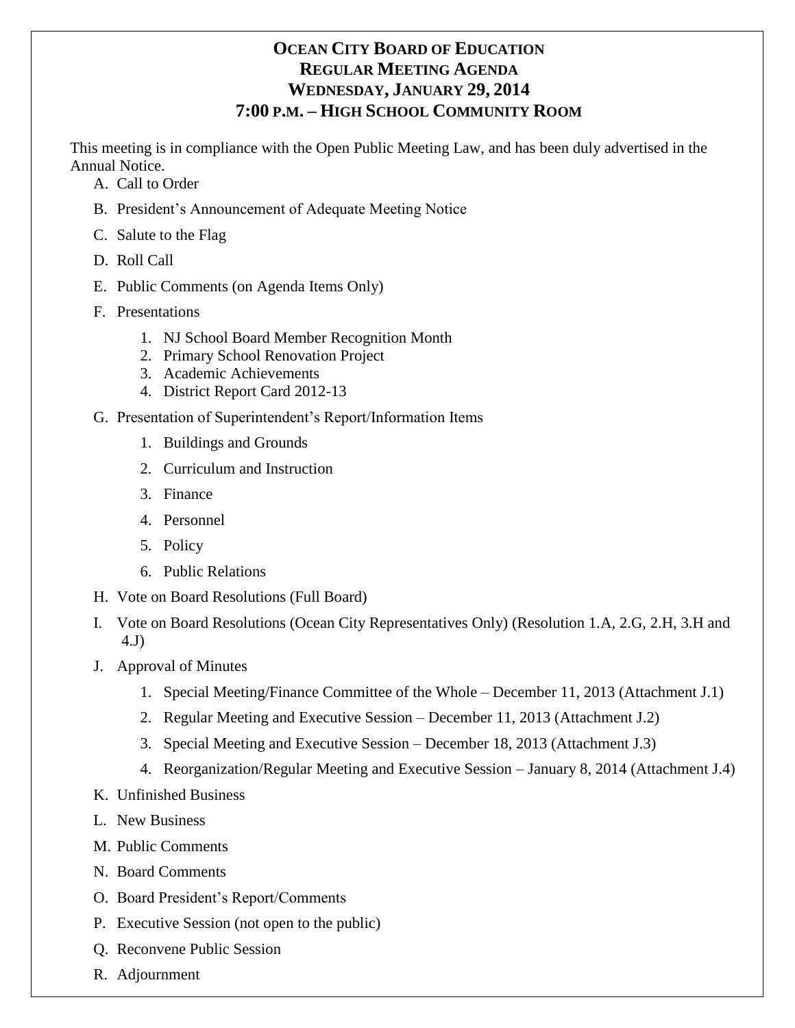# OCEAN CITY BOARD OF EDUCATION
## REGULAR MEETING AGENDA
## WEDNESDAY, JANUARY 29, 2014
## 7:00 P.M. – HIGH SCHOOL COMMUNITY ROOM

This meeting is in compliance with the Open Public Meeting Law, and has been duly advertised in the Annual Notice.

A. Call to Order

B. President's Announcement of Adequate Meeting Notice

C. Salute to the Flag

D. Roll Call

E. Public Comments (on Agenda Items Only)

F. Presentations

   1. NJ School Board Member Recognition Month
   2. Primary School Renovation Project
   3. Academic Achievements
   4. District Report Card 2012-13

G. Presentation of Superintendent's Report/Information Items

   1. Buildings and Grounds
   2. Curriculum and Instruction
   3. Finance
   4. Personnel
   5. Policy
   6. Public Relations

H. Vote on Board Resolutions (Full Board)

I. Vote on Board Resolutions (Ocean City Representatives Only) (Resolution 1.A, 2.G, 2.H, 3.H and 4.J)

J. Approval of Minutes

   1. Special Meeting/Finance Committee of the Whole – December 11, 2013 (Attachment J.1)
   2. Regular Meeting and Executive Session – December 11, 2013 (Attachment J.2)
   3. Special Meeting and Executive Session – December 18, 2013 (Attachment J.3)
   4. Reorganization/Regular Meeting and Executive Session – January 8, 2014 (Attachment J.4)

K. Unfinished Business

L. New Business

M. Public Comments

N. Board Comments

O. Board President's Report/Comments

P. Executive Session (not open to the public)

Q. Reconvene Public Session

R. Adjournment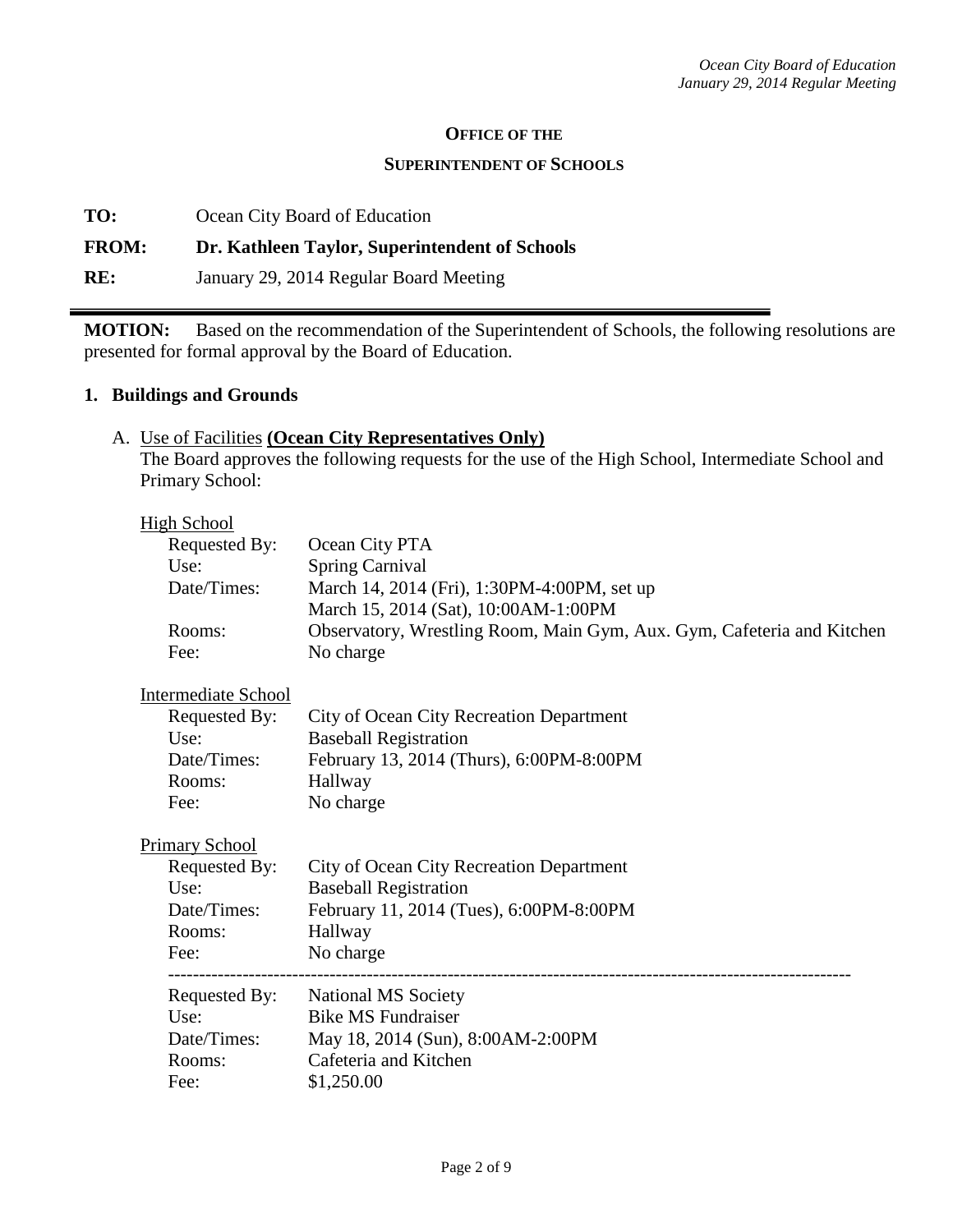**OFFICE OF THE**

**SUPERINTENDENT OF SCHOOLS**

**TO:** Ocean City Board of Education

**FROM:** **Dr. Kathleen Taylor, Superintendent of Schools**

**RE:** January 29, 2014 Regular Board Meeting

---

**MOTION:** Based on the recommendation of the Superintendent of Schools, the following resolutions are presented for formal approval by the Board of Education.

## 1. Buildings and Grounds

A. Use of Facilities **(Ocean City Representatives Only)**
The Board approves the following requests for the use of the High School, Intermediate School and Primary School:

High School

| | |
|---|---|
| Requested By: | Ocean City PTA |
| Use: | Spring Carnival |
| Date/Times: | March 14, 2014 (Fri), 1:30PM-4:00PM, set up<br>March 15, 2014 (Sat), 10:00AM-1:00PM |
| Rooms: | Observatory, Wrestling Room, Main Gym, Aux. Gym, Cafeteria and Kitchen |
| Fee: | No charge |

Intermediate School

| | |
|---|---|
| Requested By: | City of Ocean City Recreation Department |
| Use: | Baseball Registration |
| Date/Times: | February 13, 2014 (Thurs), 6:00PM-8:00PM |
| Rooms: | Hallway |
| Fee: | No charge |

Primary School

| | |
|---|---|
| Requested By: | City of Ocean City Recreation Department |
| Use: | Baseball Registration |
| Date/Times: | February 11, 2014 (Tues), 6:00PM-8:00PM |
| Rooms: | Hallway |
| Fee: | No charge |

---

| | |
|---|---|
| Requested By: | National MS Society |
| Use: | Bike MS Fundraiser |
| Date/Times: | May 18, 2014 (Sun), 8:00AM-2:00PM |
| Rooms: | Cafeteria and Kitchen |
| Fee: | $1,250.00 |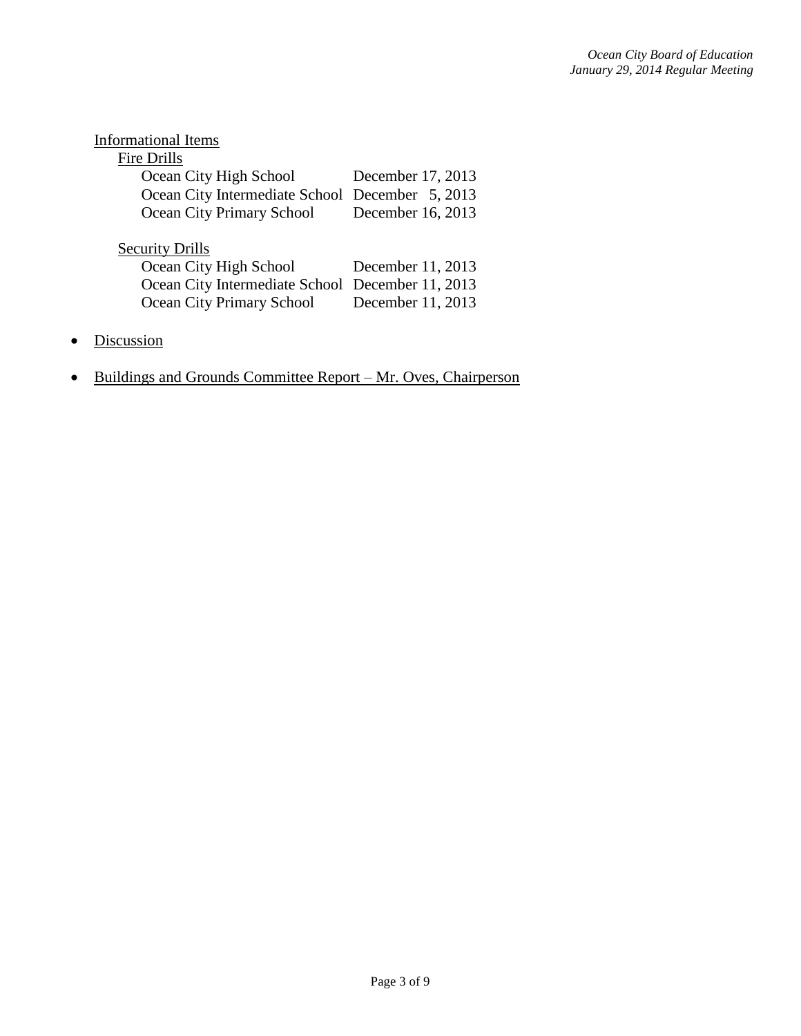Informational Items

Fire Drills

| | |
|---|---|
| Ocean City High School | December 17, 2013 |
| Ocean City Intermediate School | December 5, 2013 |
| Ocean City Primary School | December 16, 2013 |

Security Drills

| | |
|---|---|
| Ocean City High School | December 11, 2013 |
| Ocean City Intermediate School | December 11, 2013 |
| Ocean City Primary School | December 11, 2013 |

- Discussion

- Buildings and Grounds Committee Report – Mr. Oves, Chairperson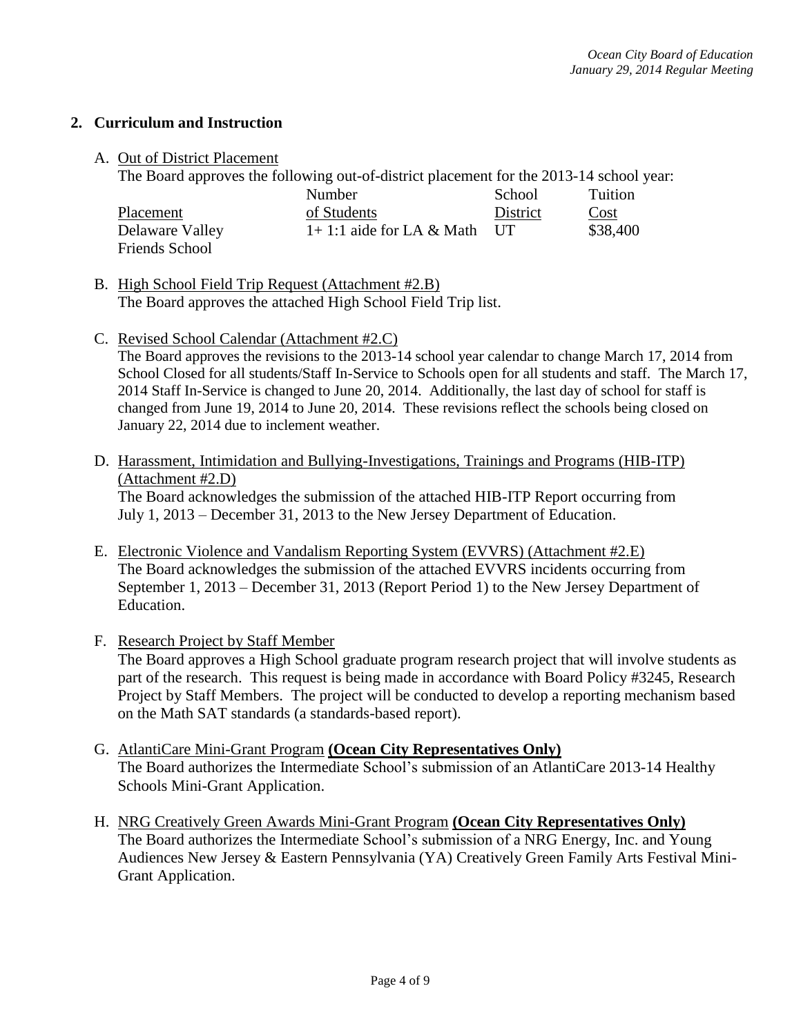## 2. Curriculum and Instruction

A. Out of District Placement

The Board approves the following out-of-district placement for the 2013-14 school year:

| Placement | Number of Students | School District | Tuition Cost |
|---|---|---|---|
| Delaware Valley Friends School | 1+ 1:1 aide for LA & Math | UT | $38,400 |

B. High School Field Trip Request (Attachment #2.B)

The Board approves the attached High School Field Trip list.

C. Revised School Calendar (Attachment #2.C)

The Board approves the revisions to the 2013-14 school year calendar to change March 17, 2014 from School Closed for all students/Staff In-Service to Schools open for all students and staff. The March 17, 2014 Staff In-Service is changed to June 20, 2014. Additionally, the last day of school for staff is changed from June 19, 2014 to June 20, 2014. These revisions reflect the schools being closed on January 22, 2014 due to inclement weather.

D. Harassment, Intimidation and Bullying-Investigations, Trainings and Programs (HIB-ITP) (Attachment #2.D)

The Board acknowledges the submission of the attached HIB-ITP Report occurring from July 1, 2013 – December 31, 2013 to the New Jersey Department of Education.

E. Electronic Violence and Vandalism Reporting System (EVVRS) (Attachment #2.E)

The Board acknowledges the submission of the attached EVVRS incidents occurring from September 1, 2013 – December 31, 2013 (Report Period 1) to the New Jersey Department of Education.

F. Research Project by Staff Member

The Board approves a High School graduate program research project that will involve students as part of the research. This request is being made in accordance with Board Policy #3245, Research Project by Staff Members. The project will be conducted to develop a reporting mechanism based on the Math SAT standards (a standards-based report).

G. AtlantiCare Mini-Grant Program **(Ocean City Representatives Only)**

The Board authorizes the Intermediate School's submission of an AtlantiCare 2013-14 Healthy Schools Mini-Grant Application.

H. NRG Creatively Green Awards Mini-Grant Program **(Ocean City Representatives Only)**

The Board authorizes the Intermediate School's submission of a NRG Energy, Inc. and Young Audiences New Jersey & Eastern Pennsylvania (YA) Creatively Green Family Arts Festival Mini-Grant Application.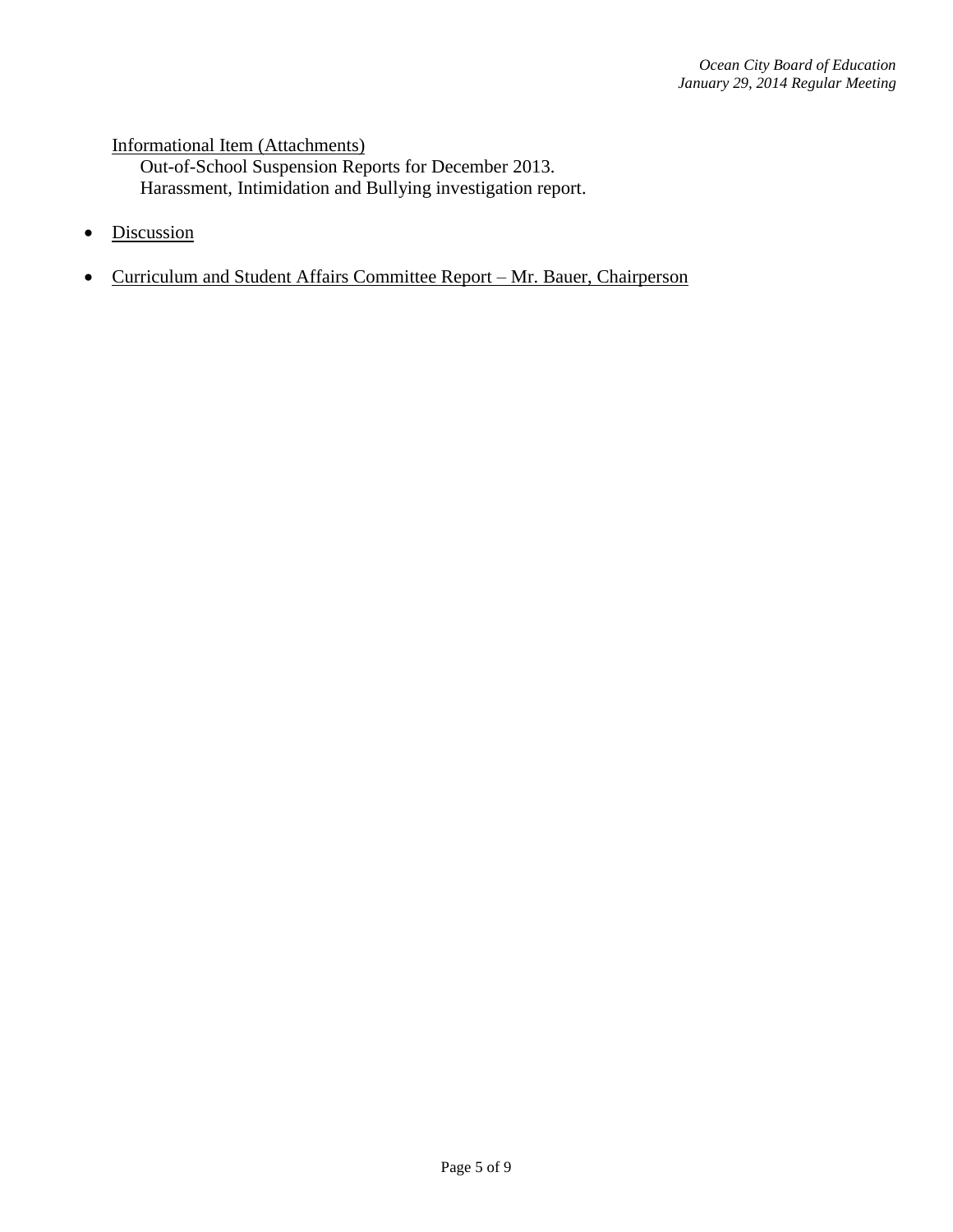<u>Informational Item (Attachments)</u>

Out-of-School Suspension Reports for December 2013.
Harassment, Intimidation and Bullying investigation report.

- <u>Discussion</u>

- <u>Curriculum and Student Affairs Committee Report – Mr. Bauer, Chairperson</u>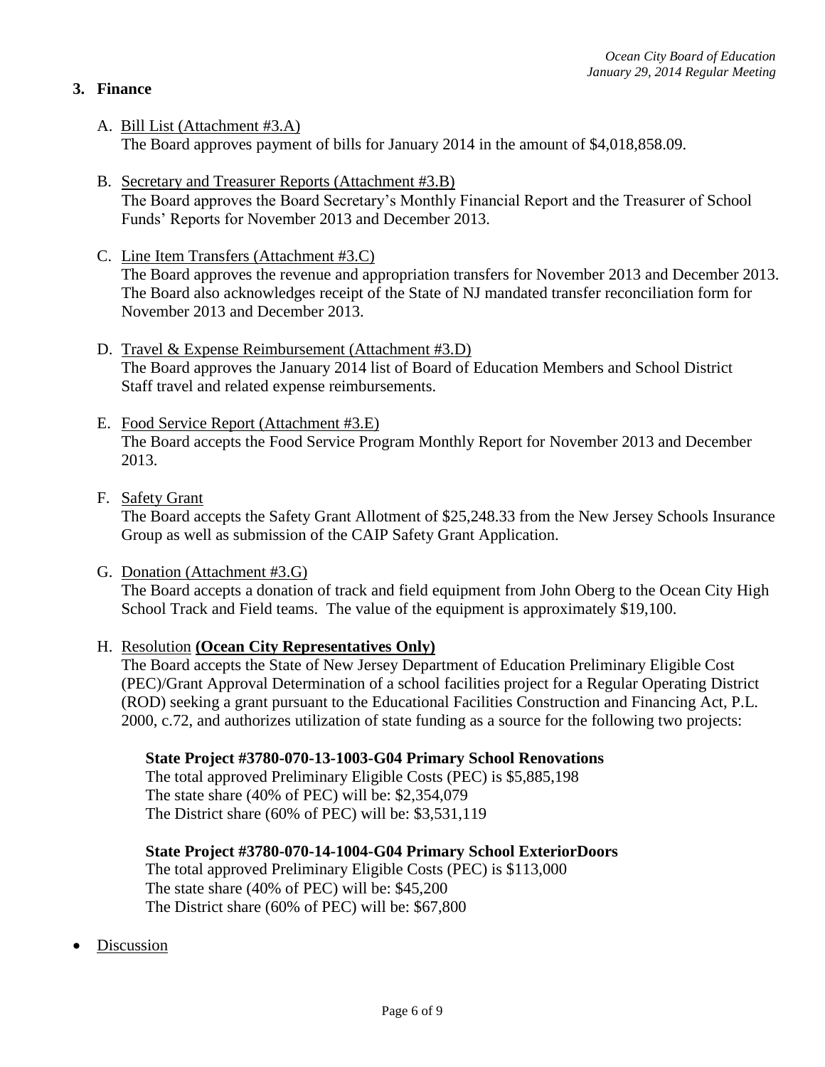## 3. Finance

A. Bill List (Attachment #3.A)
The Board approves payment of bills for January 2014 in the amount of $4,018,858.09.

B. Secretary and Treasurer Reports (Attachment #3.B)
The Board approves the Board Secretary's Monthly Financial Report and the Treasurer of School Funds' Reports for November 2013 and December 2013.

C. Line Item Transfers (Attachment #3.C)
The Board approves the revenue and appropriation transfers for November 2013 and December 2013. The Board also acknowledges receipt of the State of NJ mandated transfer reconciliation form for November 2013 and December 2013.

D. Travel & Expense Reimbursement (Attachment #3.D)
The Board approves the January 2014 list of Board of Education Members and School District Staff travel and related expense reimbursements.

E. Food Service Report (Attachment #3.E)
The Board accepts the Food Service Program Monthly Report for November 2013 and December 2013.

F. Safety Grant
The Board accepts the Safety Grant Allotment of $25,248.33 from the New Jersey Schools Insurance Group as well as submission of the CAIP Safety Grant Application.

G. Donation (Attachment #3.G)
The Board accepts a donation of track and field equipment from John Oberg to the Ocean City High School Track and Field teams. The value of the equipment is approximately $19,100.

H. Resolution **(Ocean City Representatives Only)**
The Board accepts the State of New Jersey Department of Education Preliminary Eligible Cost (PEC)/Grant Approval Determination of a school facilities project for a Regular Operating District (ROD) seeking a grant pursuant to the Educational Facilities Construction and Financing Act, P.L. 2000, c.72, and authorizes utilization of state funding as a source for the following two projects:

**State Project #3780-070-13-1003-G04 Primary School Renovations**
The total approved Preliminary Eligible Costs (PEC) is $5,885,198
The state share (40% of PEC) will be: $2,354,079
The District share (60% of PEC) will be: $3,531,119

**State Project #3780-070-14-1004-G04 Primary School ExteriorDoors**
The total approved Preliminary Eligible Costs (PEC) is $113,000
The state share (40% of PEC) will be: $45,200
The District share (60% of PEC) will be: $67,800

- Discussion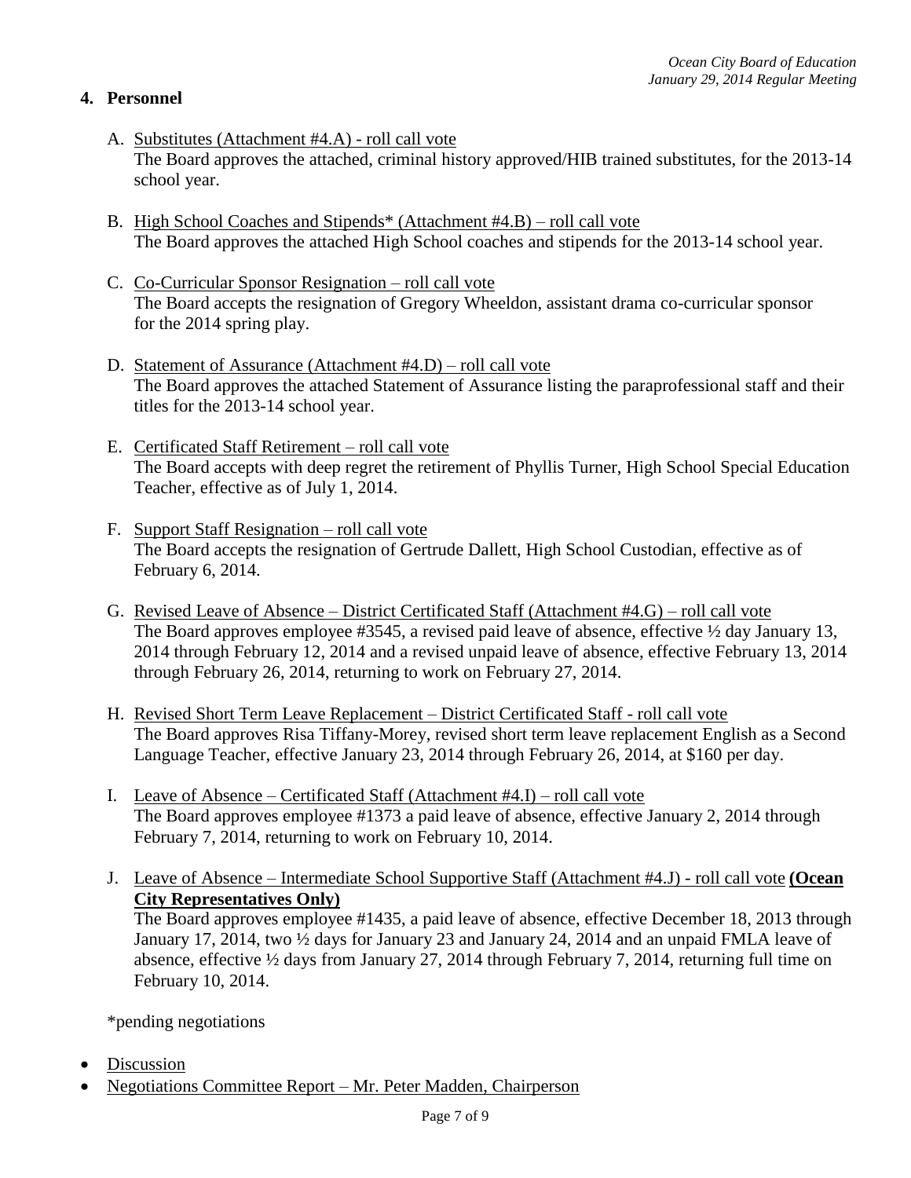## 4. Personnel

A. <u>Substitutes (Attachment #4.A) - roll call vote</u>
The Board approves the attached, criminal history approved/HIB trained substitutes, for the 2013-14 school year.

B. <u>High School Coaches and Stipends* (Attachment #4.B) – roll call vote</u>
The Board approves the attached High School coaches and stipends for the 2013-14 school year.

C. <u>Co-Curricular Sponsor Resignation – roll call vote</u>
The Board accepts the resignation of Gregory Wheeldon, assistant drama co-curricular sponsor for the 2014 spring play.

D. <u>Statement of Assurance (Attachment #4.D) – roll call vote</u>
The Board approves the attached Statement of Assurance listing the paraprofessional staff and their titles for the 2013-14 school year.

E. <u>Certificated Staff Retirement – roll call vote</u>
The Board accepts with deep regret the retirement of Phyllis Turner, High School Special Education Teacher, effective as of July 1, 2014.

F. <u>Support Staff Resignation – roll call vote</u>
The Board accepts the resignation of Gertrude Dallett, High School Custodian, effective as of February 6, 2014.

G. <u>Revised Leave of Absence – District Certificated Staff (Attachment #4.G) – roll call vote</u>
The Board approves employee #3545, a revised paid leave of absence, effective ½ day January 13, 2014 through February 12, 2014 and a revised unpaid leave of absence, effective February 13, 2014 through February 26, 2014, returning to work on February 27, 2014.

H. <u>Revised Short Term Leave Replacement – District Certificated Staff - roll call vote</u>
The Board approves Risa Tiffany-Morey, revised short term leave replacement English as a Second Language Teacher, effective January 23, 2014 through February 26, 2014, at $160 per day.

I. <u>Leave of Absence – Certificated Staff (Attachment #4.I) – roll call vote</u>
The Board approves employee #1373 a paid leave of absence, effective January 2, 2014 through February 7, 2014, returning to work on February 10, 2014.

J. <u>Leave of Absence – Intermediate School Supportive Staff (Attachment #4.J) - roll call vote</u> **<u>(Ocean City Representatives Only)</u>**
The Board approves employee #1435, a paid leave of absence, effective December 18, 2013 through January 17, 2014, two ½ days for January 23 and January 24, 2014 and an unpaid FMLA leave of absence, effective ½ days from January 27, 2014 through February 7, 2014, returning full time on February 10, 2014.

*pending negotiations

- <u>Discussion</u>
- <u>Negotiations Committee Report – Mr. Peter Madden, Chairperson</u>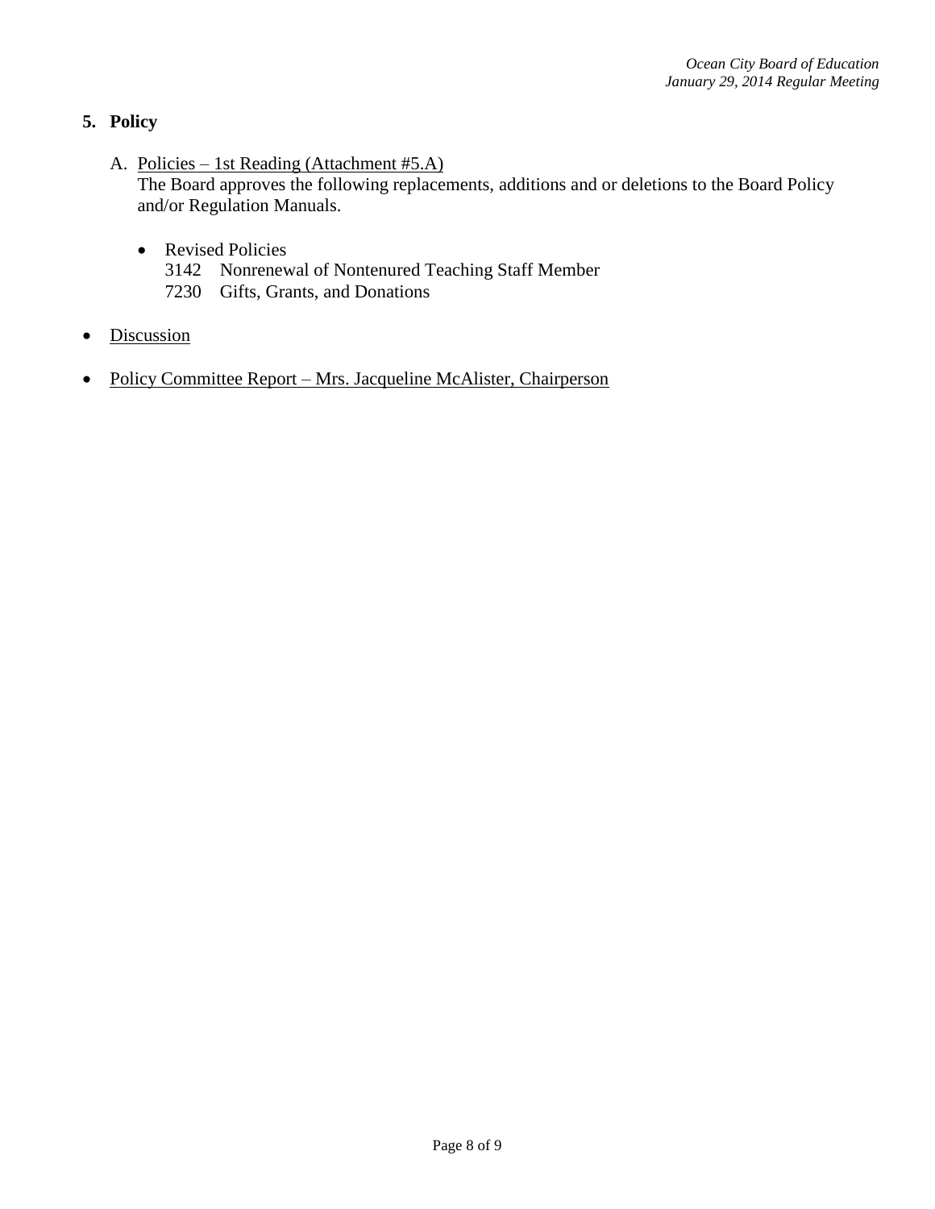## 5. Policy

A. Policies – 1st Reading (Attachment #5.A)
The Board approves the following replacements, additions and or deletions to the Board Policy and/or Regulation Manuals.

- Revised Policies
  3142 Nonrenewal of Nontenured Teaching Staff Member
  7230 Gifts, Grants, and Donations

- Discussion

- Policy Committee Report – Mrs. Jacqueline McAlister, Chairperson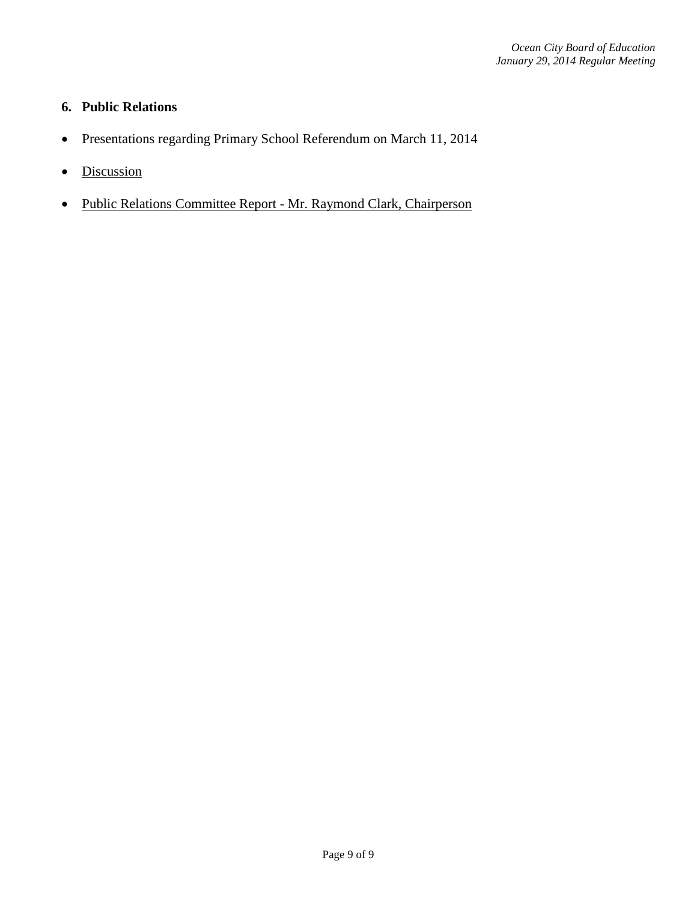### 6. Public Relations

- Presentations regarding Primary School Referendum on March 11, 2014
- <u>Discussion</u>
- <u>Public Relations Committee Report - Mr. Raymond Clark, Chairperson</u>